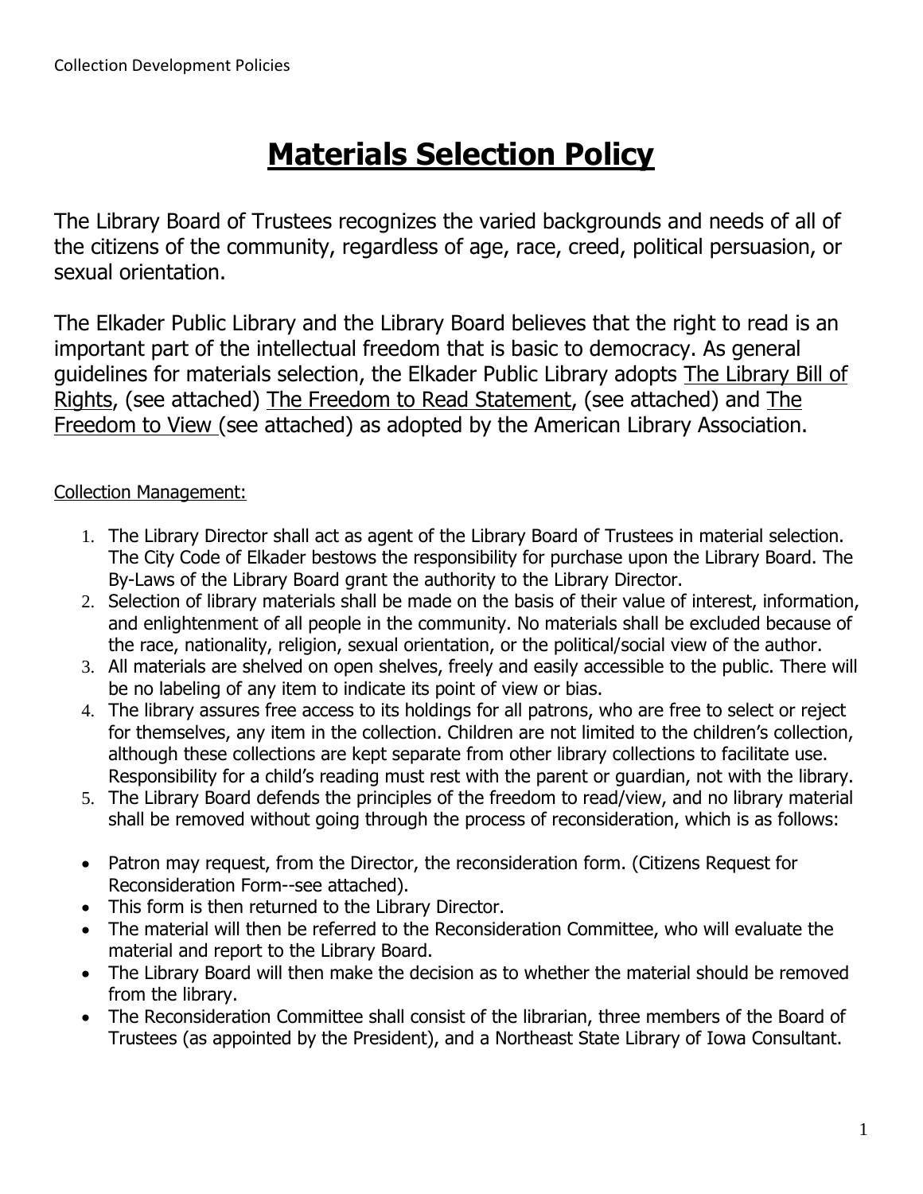# Materials Selection Policy

The Library Board of Trustees recognizes the varied backgrounds and needs of all of the citizens of the community, regardless of age, race, creed, political persuasion, or sexual orientation.

The Elkader Public Library and the Library Board believes that the right to read is an important part of the intellectual freedom that is basic to democracy. As general guidelines for materials selection, the Elkader Public Library adopts The Library Bill of Rights, (see attached) The Freedom to Read Statement, (see attached) and The Freedom to View (see attached) as adopted by the American Library Association.

Collection Management:

1. The Library Director shall act as agent of the Library Board of Trustees in material selection. The City Code of Elkader bestows the responsibility for purchase upon the Library Board. The By-Laws of the Library Board grant the authority to the Library Director.
2. Selection of library materials shall be made on the basis of their value of interest, information, and enlightenment of all people in the community. No materials shall be excluded because of the race, nationality, religion, sexual orientation, or the political/social view of the author.
3. All materials are shelved on open shelves, freely and easily accessible to the public. There will be no labeling of any item to indicate its point of view or bias.
4. The library assures free access to its holdings for all patrons, who are free to select or reject for themselves, any item in the collection. Children are not limited to the children's collection, although these collections are kept separate from other library collections to facilitate use. Responsibility for a child's reading must rest with the parent or guardian, not with the library.
5. The Library Board defends the principles of the freedom to read/view, and no library material shall be removed without going through the process of reconsideration, which is as follows:

- Patron may request, from the Director, the reconsideration form. (Citizens Request for Reconsideration Form--see attached).
- This form is then returned to the Library Director.
- The material will then be referred to the Reconsideration Committee, who will evaluate the material and report to the Library Board.
- The Library Board will then make the decision as to whether the material should be removed from the library.
- The Reconsideration Committee shall consist of the librarian, three members of the Board of Trustees (as appointed by the President), and a Northeast State Library of Iowa Consultant.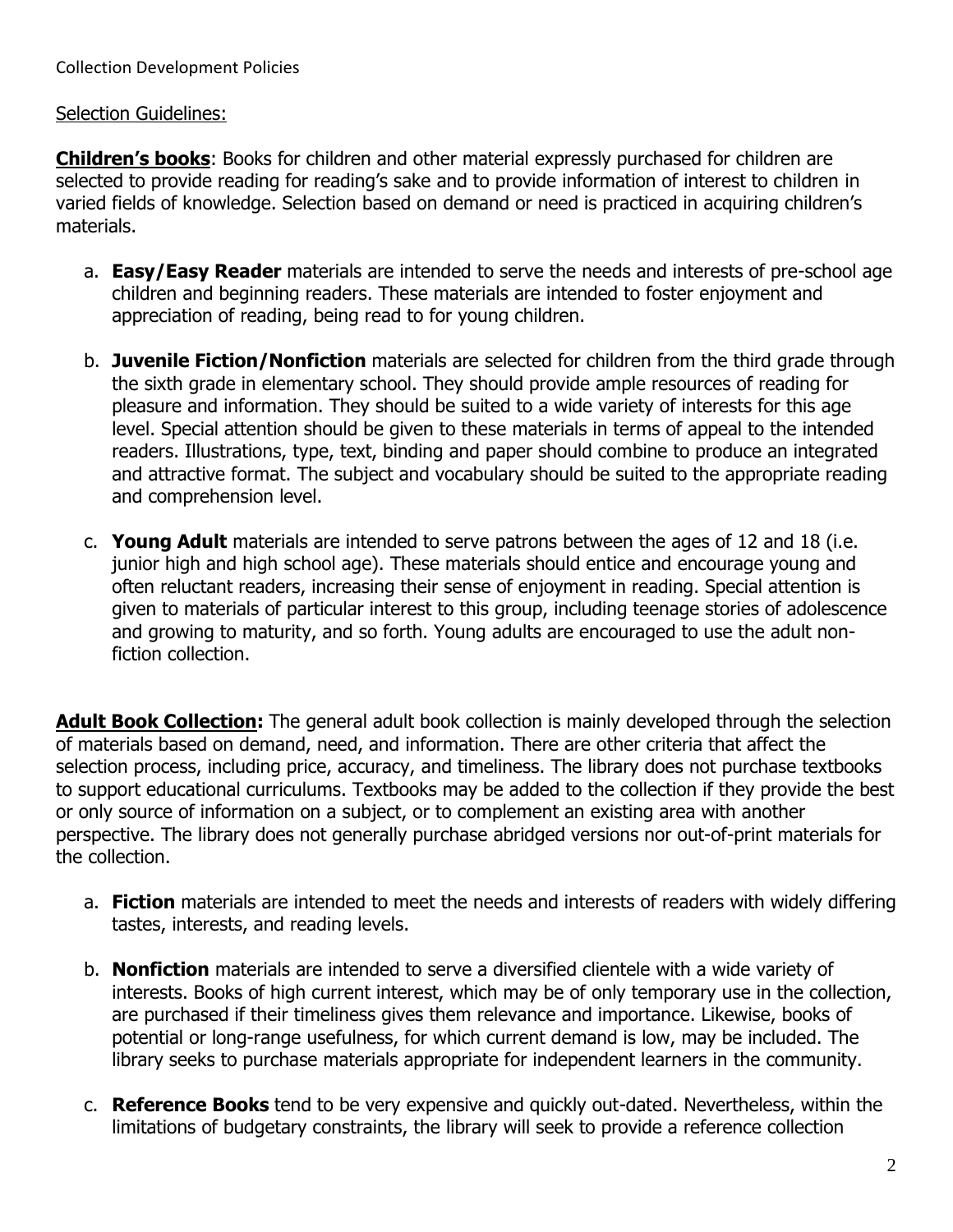Collection Development Policies

Selection Guidelines:

**Children's books**: Books for children and other material expressly purchased for children are selected to provide reading for reading's sake and to provide information of interest to children in varied fields of knowledge. Selection based on demand or need is practiced in acquiring children's materials.

a. **Easy/Easy Reader** materials are intended to serve the needs and interests of pre-school age children and beginning readers. These materials are intended to foster enjoyment and appreciation of reading, being read to for young children.

b. **Juvenile Fiction/Nonfiction** materials are selected for children from the third grade through the sixth grade in elementary school. They should provide ample resources of reading for pleasure and information. They should be suited to a wide variety of interests for this age level. Special attention should be given to these materials in terms of appeal to the intended readers. Illustrations, type, text, binding and paper should combine to produce an integrated and attractive format. The subject and vocabulary should be suited to the appropriate reading and comprehension level.

c. **Young Adult** materials are intended to serve patrons between the ages of 12 and 18 (i.e. junior high and high school age). These materials should entice and encourage young and often reluctant readers, increasing their sense of enjoyment in reading. Special attention is given to materials of particular interest to this group, including teenage stories of adolescence and growing to maturity, and so forth. Young adults are encouraged to use the adult non-fiction collection.

**Adult Book Collection:** The general adult book collection is mainly developed through the selection of materials based on demand, need, and information. There are other criteria that affect the selection process, including price, accuracy, and timeliness. The library does not purchase textbooks to support educational curriculums. Textbooks may be added to the collection if they provide the best or only source of information on a subject, or to complement an existing area with another perspective. The library does not generally purchase abridged versions nor out-of-print materials for the collection.

a. **Fiction** materials are intended to meet the needs and interests of readers with widely differing tastes, interests, and reading levels.

b. **Nonfiction** materials are intended to serve a diversified clientele with a wide variety of interests. Books of high current interest, which may be of only temporary use in the collection, are purchased if their timeliness gives them relevance and importance. Likewise, books of potential or long-range usefulness, for which current demand is low, may be included. The library seeks to purchase materials appropriate for independent learners in the community.

c. **Reference Books** tend to be very expensive and quickly out-dated. Nevertheless, within the limitations of budgetary constraints, the library will seek to provide a reference collection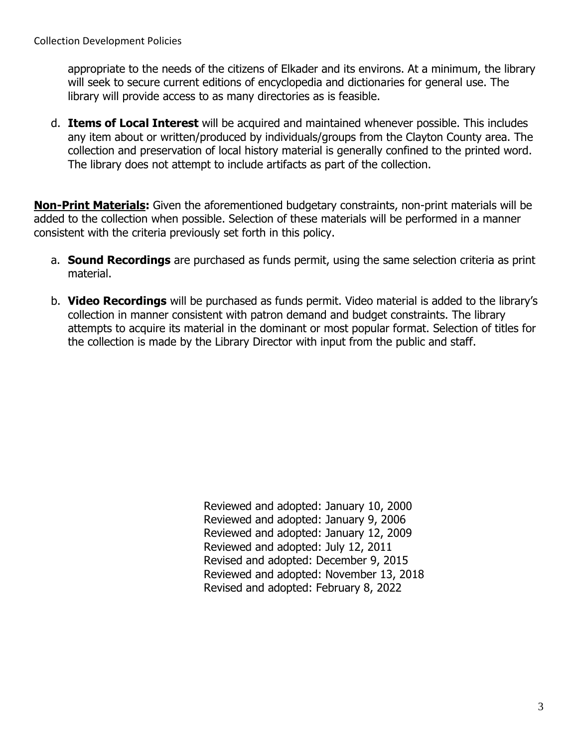appropriate to the needs of the citizens of Elkader and its environs. At a minimum, the library will seek to secure current editions of encyclopedia and dictionaries for general use. The library will provide access to as many directories as is feasible.

d. **Items of Local Interest** will be acquired and maintained whenever possible. This includes any item about or written/produced by individuals/groups from the Clayton County area. The collection and preservation of local history material is generally confined to the printed word. The library does not attempt to include artifacts as part of the collection.

**Non-Print Materials:** Given the aforementioned budgetary constraints, non-print materials will be added to the collection when possible. Selection of these materials will be performed in a manner consistent with the criteria previously set forth in this policy.

a. **Sound Recordings** are purchased as funds permit, using the same selection criteria as print material.

b. **Video Recordings** will be purchased as funds permit. Video material is added to the library's collection in manner consistent with patron demand and budget constraints. The library attempts to acquire its material in the dominant or most popular format. Selection of titles for the collection is made by the Library Director with input from the public and staff.

Reviewed and adopted: January 10, 2000
Reviewed and adopted: January 9, 2006
Reviewed and adopted: January 12, 2009
Reviewed and adopted: July 12, 2011
Revised and adopted: December 9, 2015
Reviewed and adopted: November 13, 2018
Revised and adopted: February 8, 2022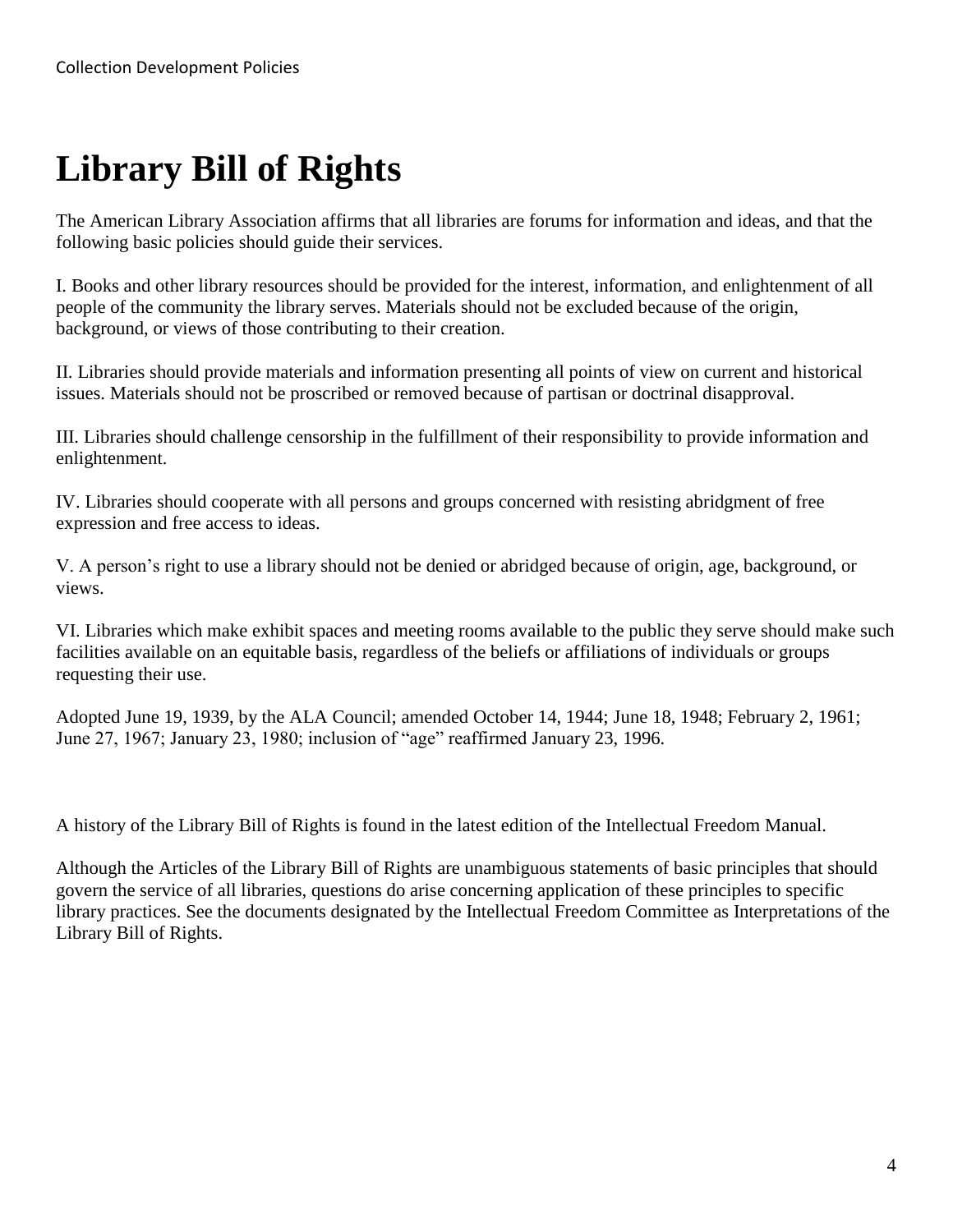# Library Bill of Rights

The American Library Association affirms that all libraries are forums for information and ideas, and that the following basic policies should guide their services.

I. Books and other library resources should be provided for the interest, information, and enlightenment of all people of the community the library serves. Materials should not be excluded because of the origin, background, or views of those contributing to their creation.

II. Libraries should provide materials and information presenting all points of view on current and historical issues. Materials should not be proscribed or removed because of partisan or doctrinal disapproval.

III. Libraries should challenge censorship in the fulfillment of their responsibility to provide information and enlightenment.

IV. Libraries should cooperate with all persons and groups concerned with resisting abridgment of free expression and free access to ideas.

V. A person's right to use a library should not be denied or abridged because of origin, age, background, or views.

VI. Libraries which make exhibit spaces and meeting rooms available to the public they serve should make such facilities available on an equitable basis, regardless of the beliefs or affiliations of individuals or groups requesting their use.

Adopted June 19, 1939, by the ALA Council; amended October 14, 1944; June 18, 1948; February 2, 1961; June 27, 1967; January 23, 1980; inclusion of "age" reaffirmed January 23, 1996.

A history of the Library Bill of Rights is found in the latest edition of the Intellectual Freedom Manual.

Although the Articles of the Library Bill of Rights are unambiguous statements of basic principles that should govern the service of all libraries, questions do arise concerning application of these principles to specific library practices. See the documents designated by the Intellectual Freedom Committee as Interpretations of the Library Bill of Rights.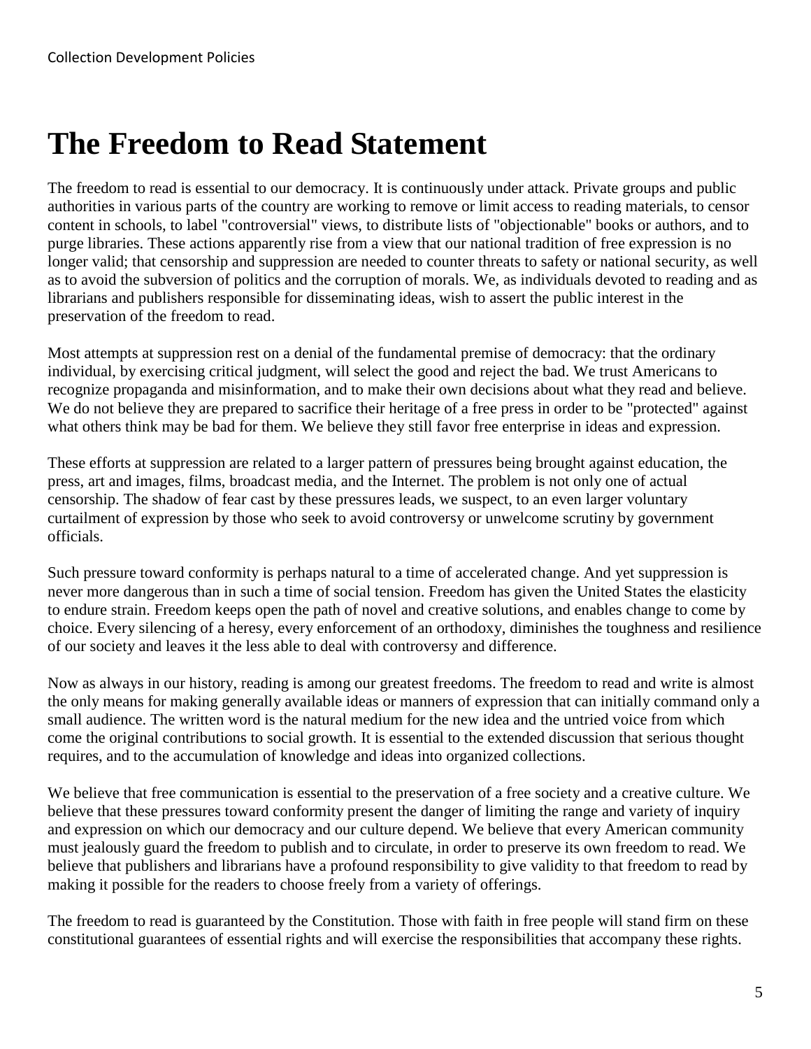# The Freedom to Read Statement

The freedom to read is essential to our democracy. It is continuously under attack. Private groups and public authorities in various parts of the country are working to remove or limit access to reading materials, to censor content in schools, to label "controversial" views, to distribute lists of "objectionable" books or authors, and to purge libraries. These actions apparently rise from a view that our national tradition of free expression is no longer valid; that censorship and suppression are needed to counter threats to safety or national security, as well as to avoid the subversion of politics and the corruption of morals. We, as individuals devoted to reading and as librarians and publishers responsible for disseminating ideas, wish to assert the public interest in the preservation of the freedom to read.

Most attempts at suppression rest on a denial of the fundamental premise of democracy: that the ordinary individual, by exercising critical judgment, will select the good and reject the bad. We trust Americans to recognize propaganda and misinformation, and to make their own decisions about what they read and believe. We do not believe they are prepared to sacrifice their heritage of a free press in order to be "protected" against what others think may be bad for them. We believe they still favor free enterprise in ideas and expression.

These efforts at suppression are related to a larger pattern of pressures being brought against education, the press, art and images, films, broadcast media, and the Internet. The problem is not only one of actual censorship. The shadow of fear cast by these pressures leads, we suspect, to an even larger voluntary curtailment of expression by those who seek to avoid controversy or unwelcome scrutiny by government officials.

Such pressure toward conformity is perhaps natural to a time of accelerated change. And yet suppression is never more dangerous than in such a time of social tension. Freedom has given the United States the elasticity to endure strain. Freedom keeps open the path of novel and creative solutions, and enables change to come by choice. Every silencing of a heresy, every enforcement of an orthodoxy, diminishes the toughness and resilience of our society and leaves it the less able to deal with controversy and difference.

Now as always in our history, reading is among our greatest freedoms. The freedom to read and write is almost the only means for making generally available ideas or manners of expression that can initially command only a small audience. The written word is the natural medium for the new idea and the untried voice from which come the original contributions to social growth. It is essential to the extended discussion that serious thought requires, and to the accumulation of knowledge and ideas into organized collections.

We believe that free communication is essential to the preservation of a free society and a creative culture. We believe that these pressures toward conformity present the danger of limiting the range and variety of inquiry and expression on which our democracy and our culture depend. We believe that every American community must jealously guard the freedom to publish and to circulate, in order to preserve its own freedom to read. We believe that publishers and librarians have a profound responsibility to give validity to that freedom to read by making it possible for the readers to choose freely from a variety of offerings.

The freedom to read is guaranteed by the Constitution. Those with faith in free people will stand firm on these constitutional guarantees of essential rights and will exercise the responsibilities that accompany these rights.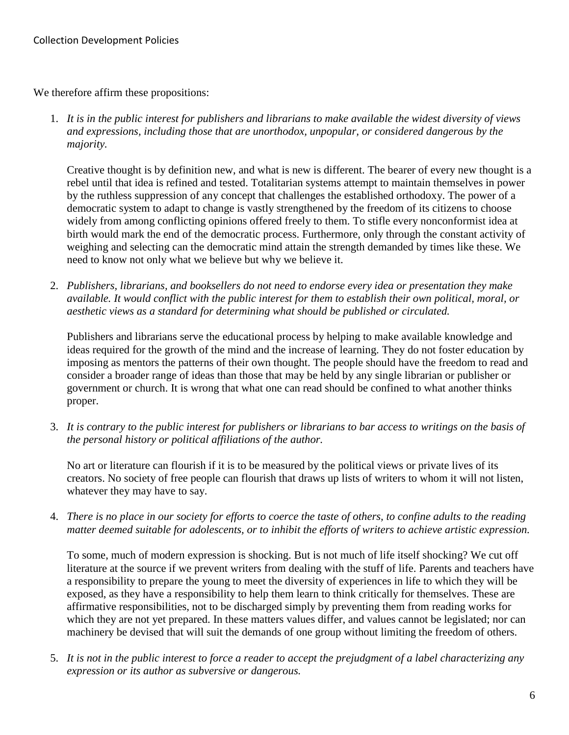We therefore affirm these propositions:

1. *It is in the public interest for publishers and librarians to make available the widest diversity of views and expressions, including those that are unorthodox, unpopular, or considered dangerous by the majority.*

   Creative thought is by definition new, and what is new is different. The bearer of every new thought is a rebel until that idea is refined and tested. Totalitarian systems attempt to maintain themselves in power by the ruthless suppression of any concept that challenges the established orthodoxy. The power of a democratic system to adapt to change is vastly strengthened by the freedom of its citizens to choose widely from among conflicting opinions offered freely to them. To stifle every nonconformist idea at birth would mark the end of the democratic process. Furthermore, only through the constant activity of weighing and selecting can the democratic mind attain the strength demanded by times like these. We need to know not only what we believe but why we believe it.

2. *Publishers, librarians, and booksellers do not need to endorse every idea or presentation they make available. It would conflict with the public interest for them to establish their own political, moral, or aesthetic views as a standard for determining what should be published or circulated.*

   Publishers and librarians serve the educational process by helping to make available knowledge and ideas required for the growth of the mind and the increase of learning. They do not foster education by imposing as mentors the patterns of their own thought. The people should have the freedom to read and consider a broader range of ideas than those that may be held by any single librarian or publisher or government or church. It is wrong that what one can read should be confined to what another thinks proper.

3. *It is contrary to the public interest for publishers or librarians to bar access to writings on the basis of the personal history or political affiliations of the author.*

   No art or literature can flourish if it is to be measured by the political views or private lives of its creators. No society of free people can flourish that draws up lists of writers to whom it will not listen, whatever they may have to say.

4. *There is no place in our society for efforts to coerce the taste of others, to confine adults to the reading matter deemed suitable for adolescents, or to inhibit the efforts of writers to achieve artistic expression.*

   To some, much of modern expression is shocking. But is not much of life itself shocking? We cut off literature at the source if we prevent writers from dealing with the stuff of life. Parents and teachers have a responsibility to prepare the young to meet the diversity of experiences in life to which they will be exposed, as they have a responsibility to help them learn to think critically for themselves. These are affirmative responsibilities, not to be discharged simply by preventing them from reading works for which they are not yet prepared. In these matters values differ, and values cannot be legislated; nor can machinery be devised that will suit the demands of one group without limiting the freedom of others.

5. *It is not in the public interest to force a reader to accept the prejudgment of a label characterizing any expression or its author as subversive or dangerous.*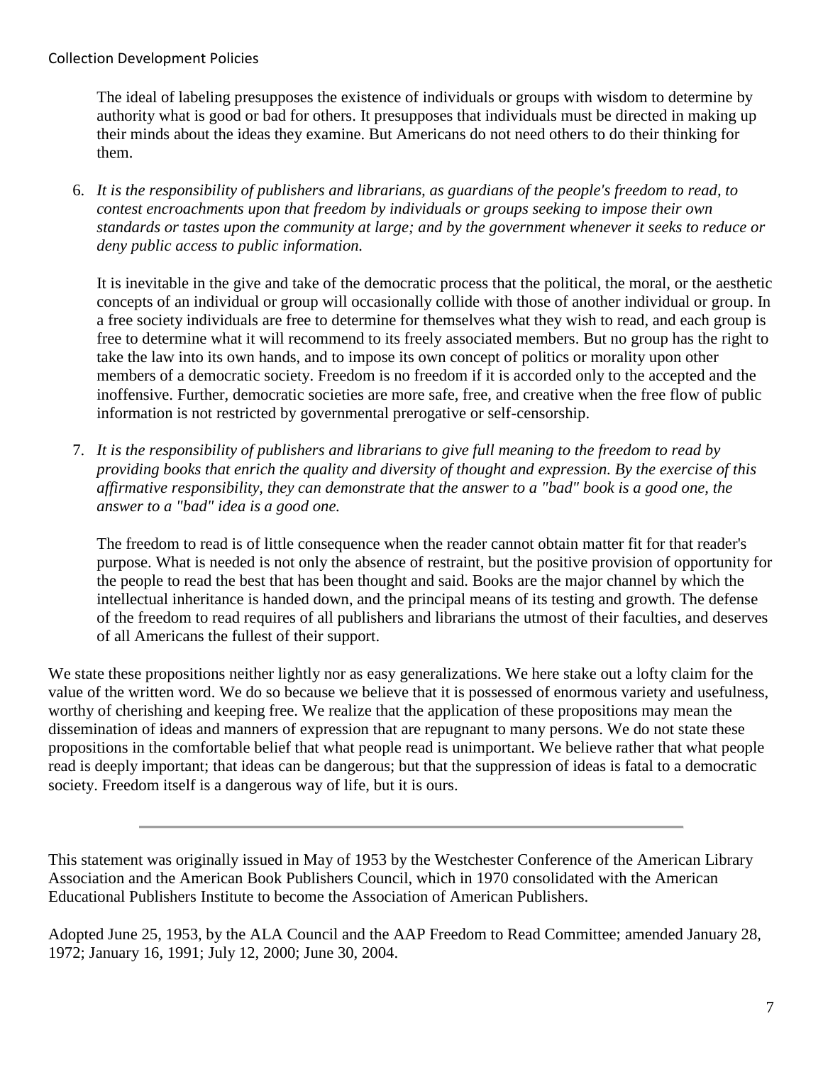The ideal of labeling presupposes the existence of individuals or groups with wisdom to determine by authority what is good or bad for others. It presupposes that individuals must be directed in making up their minds about the ideas they examine. But Americans do not need others to do their thinking for them.

6. *It is the responsibility of publishers and librarians, as guardians of the people's freedom to read, to contest encroachments upon that freedom by individuals or groups seeking to impose their own standards or tastes upon the community at large; and by the government whenever it seeks to reduce or deny public access to public information.*

   It is inevitable in the give and take of the democratic process that the political, the moral, or the aesthetic concepts of an individual or group will occasionally collide with those of another individual or group. In a free society individuals are free to determine for themselves what they wish to read, and each group is free to determine what it will recommend to its freely associated members. But no group has the right to take the law into its own hands, and to impose its own concept of politics or morality upon other members of a democratic society. Freedom is no freedom if it is accorded only to the accepted and the inoffensive. Further, democratic societies are more safe, free, and creative when the free flow of public information is not restricted by governmental prerogative or self-censorship.

7. *It is the responsibility of publishers and librarians to give full meaning to the freedom to read by providing books that enrich the quality and diversity of thought and expression. By the exercise of this affirmative responsibility, they can demonstrate that the answer to a "bad" book is a good one, the answer to a "bad" idea is a good one.*

   The freedom to read is of little consequence when the reader cannot obtain matter fit for that reader's purpose. What is needed is not only the absence of restraint, but the positive provision of opportunity for the people to read the best that has been thought and said. Books are the major channel by which the intellectual inheritance is handed down, and the principal means of its testing and growth. The defense of the freedom to read requires of all publishers and librarians the utmost of their faculties, and deserves of all Americans the fullest of their support.

We state these propositions neither lightly nor as easy generalizations. We here stake out a lofty claim for the value of the written word. We do so because we believe that it is possessed of enormous variety and usefulness, worthy of cherishing and keeping free. We realize that the application of these propositions may mean the dissemination of ideas and manners of expression that are repugnant to many persons. We do not state these propositions in the comfortable belief that what people read is unimportant. We believe rather that what people read is deeply important; that ideas can be dangerous; but that the suppression of ideas is fatal to a democratic society. Freedom itself is a dangerous way of life, but it is ours.

---

This statement was originally issued in May of 1953 by the Westchester Conference of the American Library Association and the American Book Publishers Council, which in 1970 consolidated with the American Educational Publishers Institute to become the Association of American Publishers.

Adopted June 25, 1953, by the ALA Council and the AAP Freedom to Read Committee; amended January 28, 1972; January 16, 1991; July 12, 2000; June 30, 2004.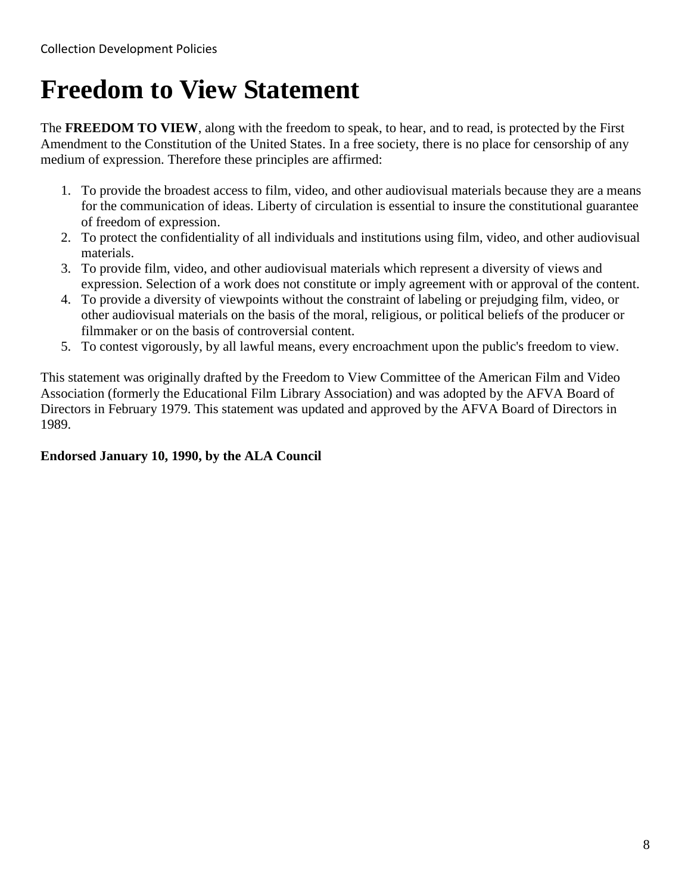# Freedom to View Statement

The **FREEDOM TO VIEW**, along with the freedom to speak, to hear, and to read, is protected by the First Amendment to the Constitution of the United States. In a free society, there is no place for censorship of any medium of expression. Therefore these principles are affirmed:

1. To provide the broadest access to film, video, and other audiovisual materials because they are a means for the communication of ideas. Liberty of circulation is essential to insure the constitutional guarantee of freedom of expression.
2. To protect the confidentiality of all individuals and institutions using film, video, and other audiovisual materials.
3. To provide film, video, and other audiovisual materials which represent a diversity of views and expression. Selection of a work does not constitute or imply agreement with or approval of the content.
4. To provide a diversity of viewpoints without the constraint of labeling or prejudging film, video, or other audiovisual materials on the basis of the moral, religious, or political beliefs of the producer or filmmaker or on the basis of controversial content.
5. To contest vigorously, by all lawful means, every encroachment upon the public's freedom to view.

This statement was originally drafted by the Freedom to View Committee of the American Film and Video Association (formerly the Educational Film Library Association) and was adopted by the AFVA Board of Directors in February 1979. This statement was updated and approved by the AFVA Board of Directors in 1989.

**Endorsed January 10, 1990, by the ALA Council**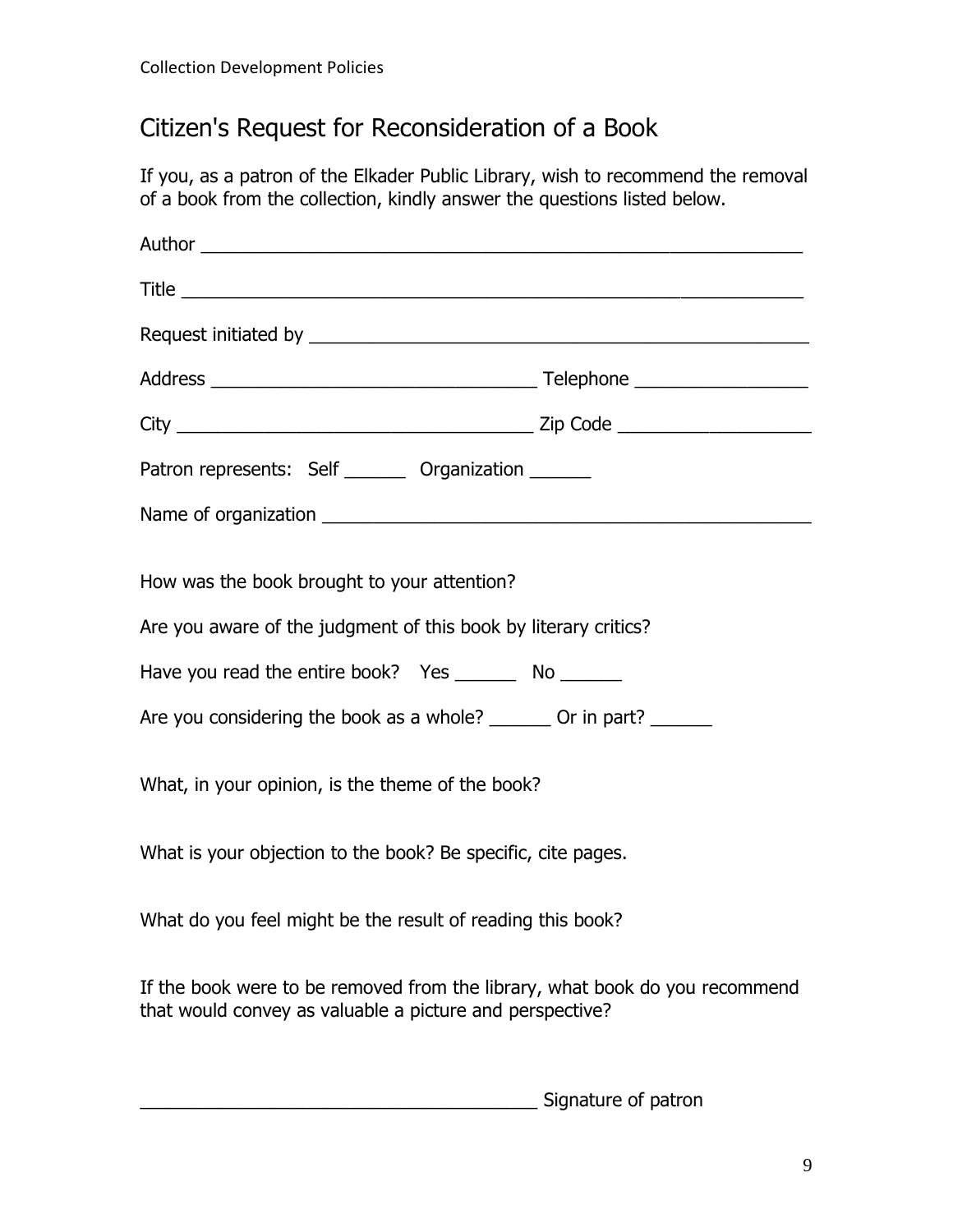# Citizen's Request for Reconsideration of a Book

If you, as a patron of the Elkader Public Library, wish to recommend the removal of a book from the collection, kindly answer the questions listed below.

Author ____________________________________________________________

Title ______________________________________________________________

Request initiated by __________________________________________________

Address _________________________________ Telephone _________________

City ___________________________________ Zip Code ___________________

Patron represents: Self ______ Organization ______

Name of organization _________________________________________________

How was the book brought to your attention?

Are you aware of the judgment of this book by literary critics?

Have you read the entire book? Yes ______ No ______

Are you considering the book as a whole? ______ Or in part? ______

What, in your opinion, is the theme of the book?

What is your objection to the book? Be specific, cite pages.

What do you feel might be the result of reading this book?

If the book were to be removed from the library, what book do you recommend that would convey as valuable a picture and perspective?

_______________________________________ Signature of patron